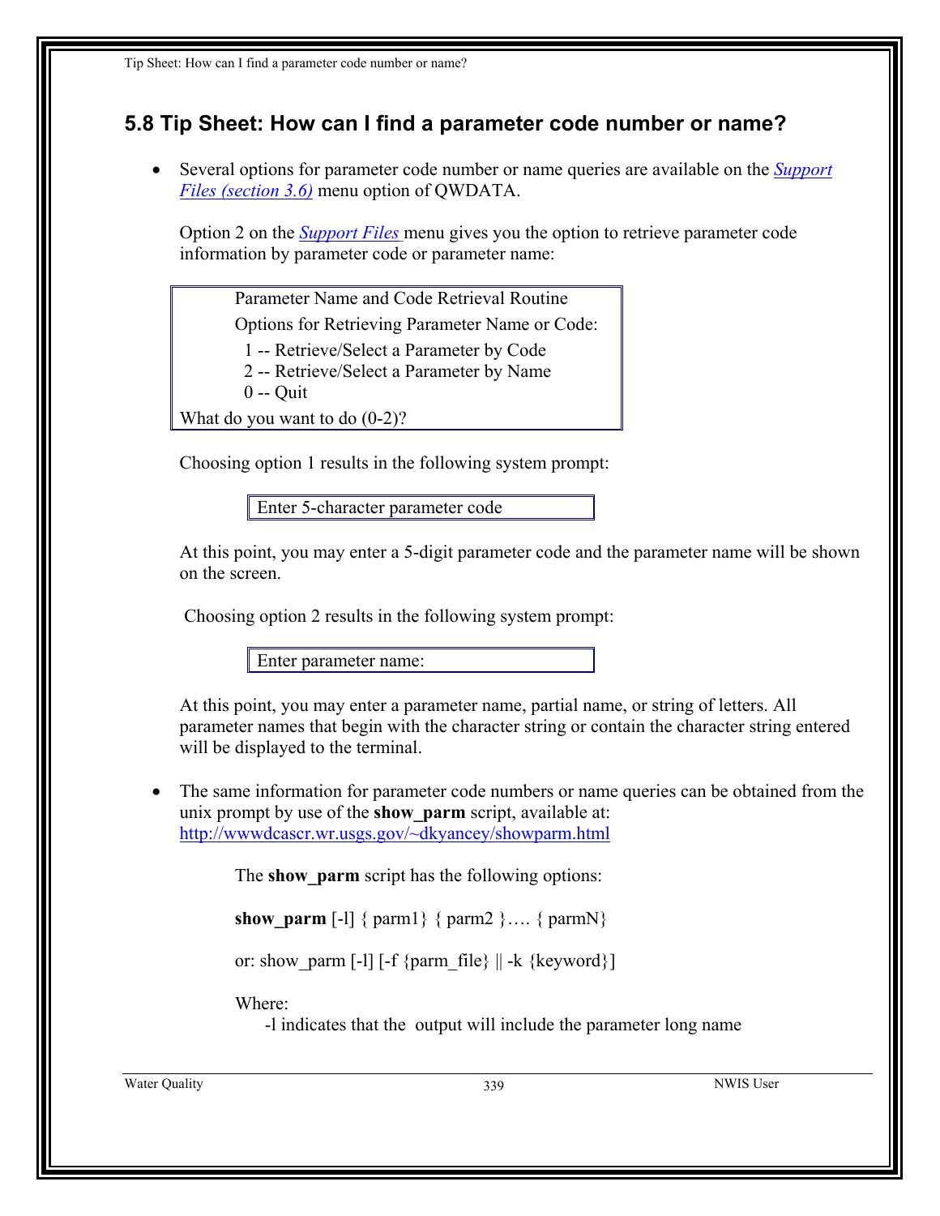## 5.8 Tip Sheet: How can I find a parameter code number or name?

- Several options for parameter code number or name queries are available on the *Support Files (section 3.6)* menu option of QWDATA.

  Option 2 on the *Support Files* menu gives you the option to retrieve parameter code information by parameter code or parameter name:

  ```
          Parameter Name and Code Retrieval Routine
          Options for Retrieving Parameter Name or Code:
            1 -- Retrieve/Select a Parameter by Code
            2 -- Retrieve/Select a Parameter by Name
            0 -- Quit
  What do you want to do (0-2)?
  ```

  Choosing option 1 results in the following system prompt:

  ```
  Enter 5-character parameter code
  ```

  At this point, you may enter a 5-digit parameter code and the parameter name will be shown on the screen.

  Choosing option 2 results in the following system prompt:

  ```
  Enter parameter name:
  ```

  At this point, you may enter a parameter name, partial name, or string of letters. All parameter names that begin with the character string or contain the character string entered will be displayed to the terminal.

- The same information for parameter code numbers or name queries can be obtained from the unix prompt by use of the **show_parm** script, available at: http://wwwdcascr.wr.usgs.gov/~dkyancey/showparm.html

  The **show_parm** script has the following options:

  **show_parm** [-l] { parm1} { parm2 }…. { parmN}

  or: show_parm [-l] [-f {parm_file} || -k {keyword}]

  Where:
  -l indicates that the output will include the parameter long name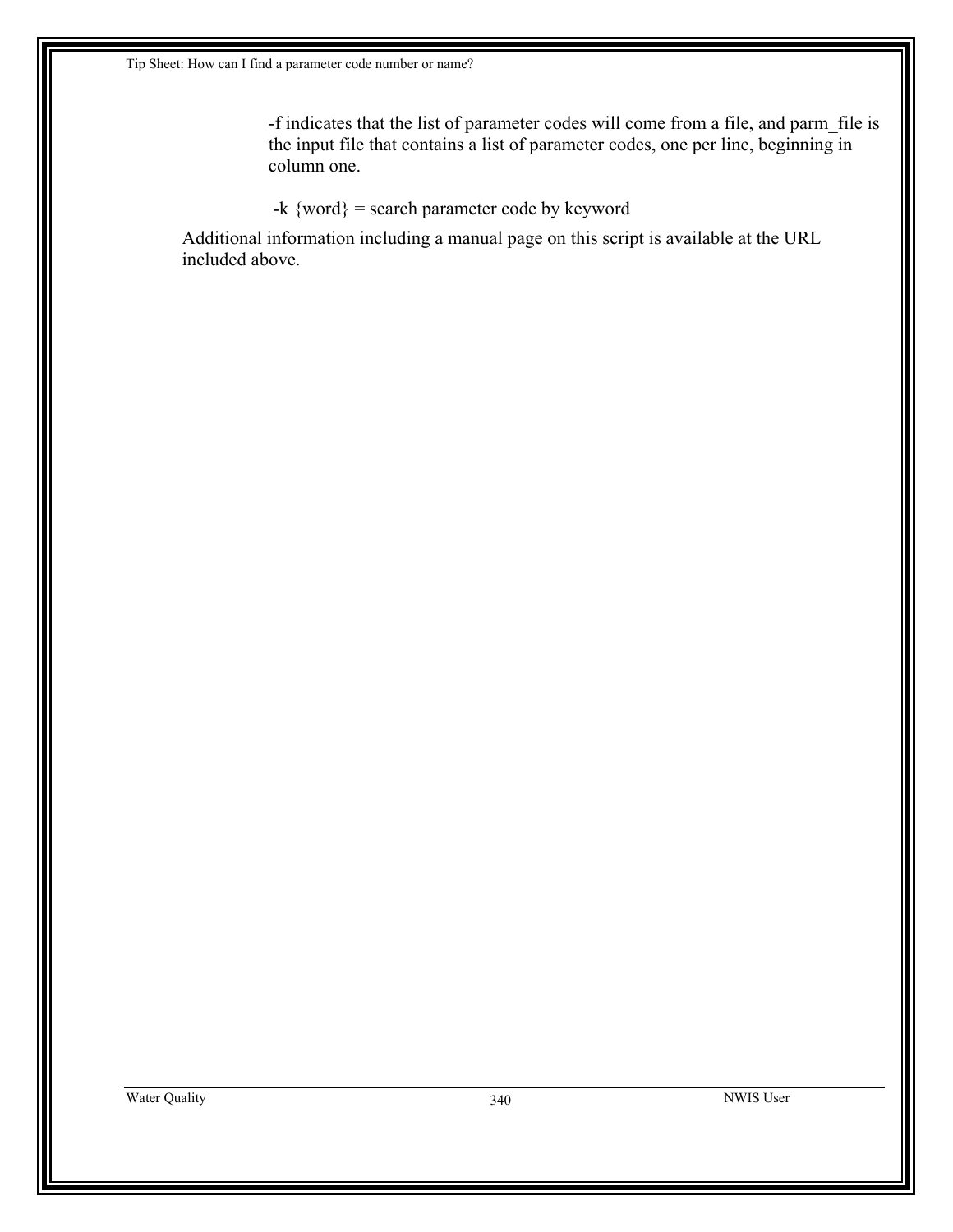-f indicates that the list of parameter codes will come from a file, and parm_file is the input file that contains a list of parameter codes, one per line, beginning in column one.

-k {word} = search parameter code by keyword

Additional information including a manual page on this script is available at the URL included above.